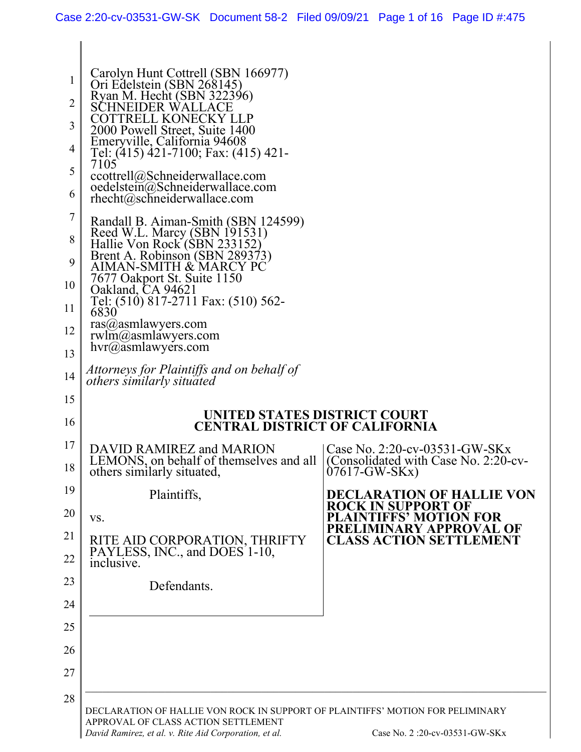Carolyn Hunt Cottrell (SBN 166977)
Ori Edelstein (SBN 268145)
Ryan M. Hecht (SBN 322396)
SCHNEIDER WALLACE
COTTRELL KONECKY LLP
2000 Powell Street, Suite 1400
Emeryville, California 94608
Tel: (415) 421-7100; Fax: (415) 421-7105
ccottrell@Schneiderwallace.com
oedelstein@Schneiderwallace.com
rhecht@schneiderwallace.com

Randall B. Aiman-Smith (SBN 124599)
Reed W.L. Marcy (SBN 191531)
Hallie Von Rock (SBN 233152)
Brent A. Robinson (SBN 289373)
AIMAN-SMITH & MARCY PC
7677 Oakport St. Suite 1150
Oakland, CA 94621
Tel: (510) 817-2711 Fax: (510) 562-6830
ras@asmlawyers.com
rwlm@asmlawyers.com
hvr@asmlawyers.com

*Attorneys for Plaintiffs and on behalf of others similarly situated*

**UNITED STATES DISTRICT COURT**
**CENTRAL DISTRICT OF CALIFORNIA**

DAVID RAMIREZ and MARION LEMONS, on behalf of themselves and all others similarly situated,

Plaintiffs,

vs.

RITE AID CORPORATION, THRIFTY PAYLESS, INC., and DOES 1-10, inclusive.

Defendants.

Case No. 2:20-cv-03531-GW-SKx
(Consolidated with Case No. 2:20-cv-07617-GW-SKx)

**DECLARATION OF HALLIE VON ROCK IN SUPPORT OF PLAINTIFFS' MOTION FOR PRELIMINARY APPROVAL OF CLASS ACTION SETTLEMENT**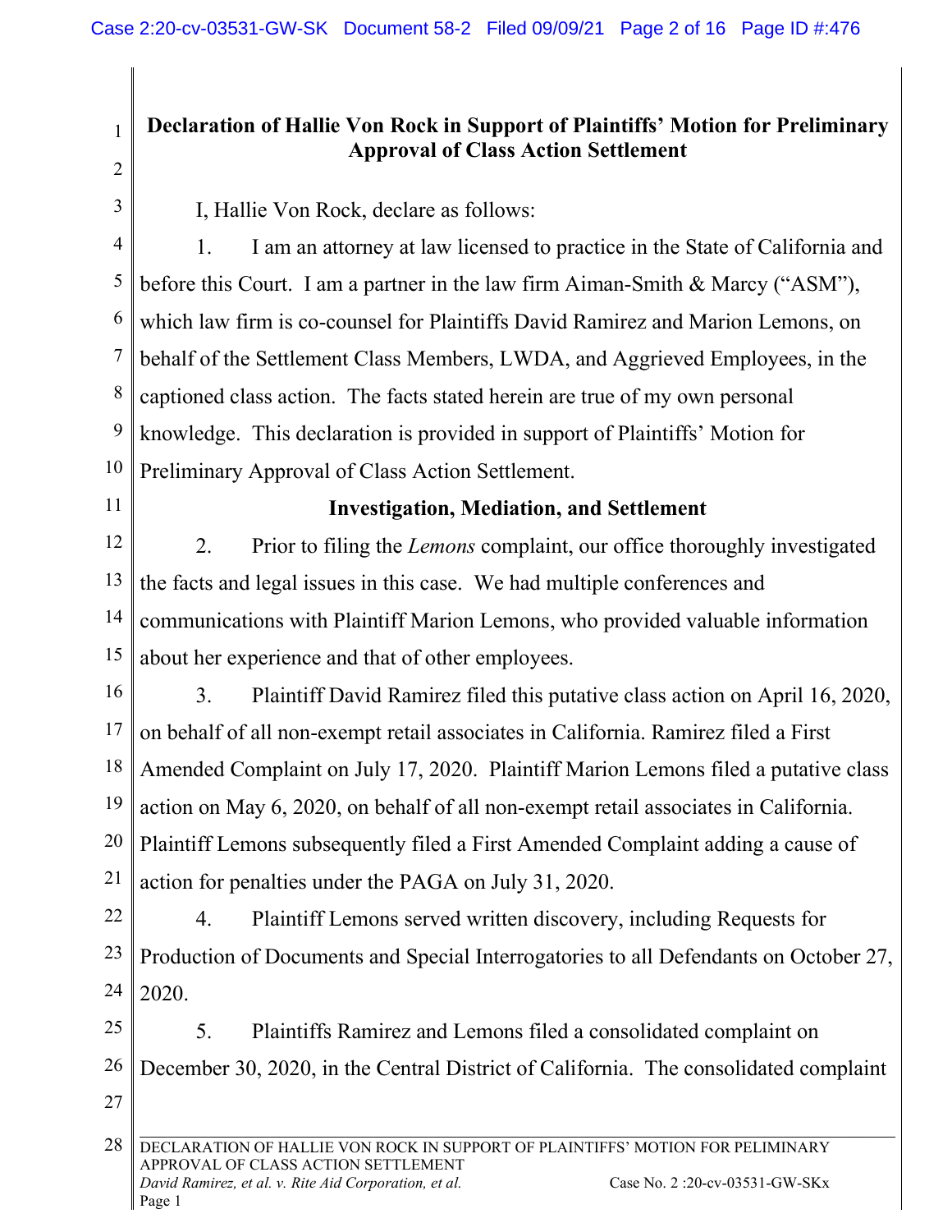**Declaration of Hallie Von Rock in Support of Plaintiffs' Motion for Preliminary Approval of Class Action Settlement**

I, Hallie Von Rock, declare as follows:

1. I am an attorney at law licensed to practice in the State of California and before this Court. I am a partner in the law firm Aiman-Smith & Marcy ("ASM"), which law firm is co-counsel for Plaintiffs David Ramirez and Marion Lemons, on behalf of the Settlement Class Members, LWDA, and Aggrieved Employees, in the captioned class action. The facts stated herein are true of my own personal knowledge. This declaration is provided in support of Plaintiffs' Motion for Preliminary Approval of Class Action Settlement.

## Investigation, Mediation, and Settlement

2. Prior to filing the *Lemons* complaint, our office thoroughly investigated the facts and legal issues in this case. We had multiple conferences and communications with Plaintiff Marion Lemons, who provided valuable information about her experience and that of other employees.

3. Plaintiff David Ramirez filed this putative class action on April 16, 2020, on behalf of all non-exempt retail associates in California. Ramirez filed a First Amended Complaint on July 17, 2020. Plaintiff Marion Lemons filed a putative class action on May 6, 2020, on behalf of all non-exempt retail associates in California. Plaintiff Lemons subsequently filed a First Amended Complaint adding a cause of action for penalties under the PAGA on July 31, 2020.

4. Plaintiff Lemons served written discovery, including Requests for Production of Documents and Special Interrogatories to all Defendants on October 27, 2020.

5. Plaintiffs Ramirez and Lemons filed a consolidated complaint on December 30, 2020, in the Central District of California. The consolidated complaint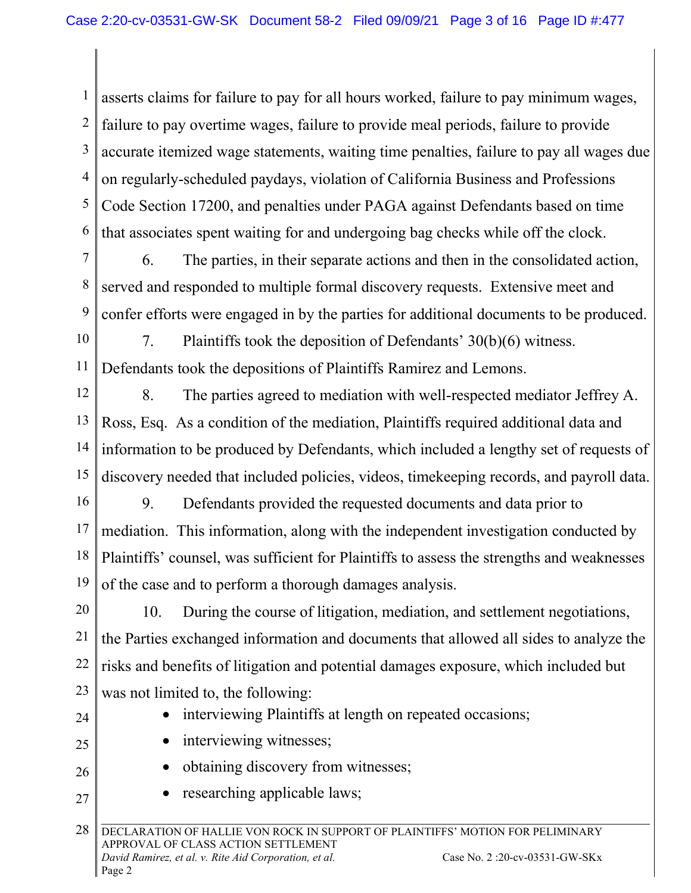asserts claims for failure to pay for all hours worked, failure to pay minimum wages, failure to pay overtime wages, failure to provide meal periods, failure to provide accurate itemized wage statements, waiting time penalties, failure to pay all wages due on regularly-scheduled paydays, violation of California Business and Professions Code Section 17200, and penalties under PAGA against Defendants based on time that associates spent waiting for and undergoing bag checks while off the clock.

6. The parties, in their separate actions and then in the consolidated action, served and responded to multiple formal discovery requests. Extensive meet and confer efforts were engaged in by the parties for additional documents to be produced.

7. Plaintiffs took the deposition of Defendants' 30(b)(6) witness. Defendants took the depositions of Plaintiffs Ramirez and Lemons.

8. The parties agreed to mediation with well-respected mediator Jeffrey A. Ross, Esq. As a condition of the mediation, Plaintiffs required additional data and information to be produced by Defendants, which included a lengthy set of requests of discovery needed that included policies, videos, timekeeping records, and payroll data.

9. Defendants provided the requested documents and data prior to mediation. This information, along with the independent investigation conducted by Plaintiffs' counsel, was sufficient for Plaintiffs to assess the strengths and weaknesses of the case and to perform a thorough damages analysis.

10. During the course of litigation, mediation, and settlement negotiations, the Parties exchanged information and documents that allowed all sides to analyze the risks and benefits of litigation and potential damages exposure, which included but was not limited to, the following:

- interviewing Plaintiffs at length on repeated occasions;
- interviewing witnesses;
- obtaining discovery from witnesses;
- researching applicable laws;

DECLARATION OF HALLIE VON ROCK IN SUPPORT OF PLAINTIFFS' MOTION FOR PELIMINARY APPROVAL OF CLASS ACTION SETTLEMENT
*David Ramirez, et al. v. Rite Aid Corporation, et al.* Case No. 2 :20-cv-03531-GW-SKx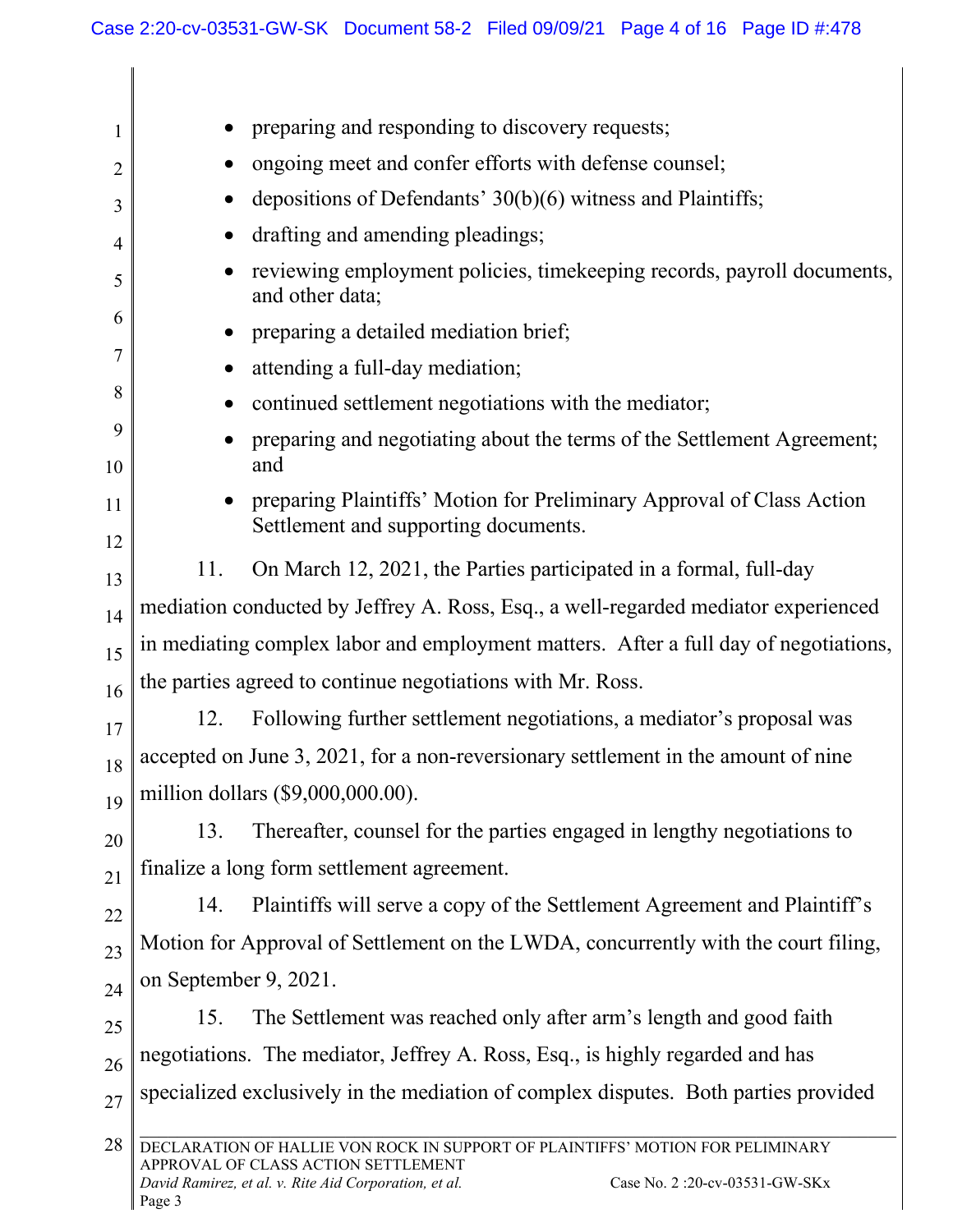- preparing and responding to discovery requests;
- ongoing meet and confer efforts with defense counsel;
- depositions of Defendants' 30(b)(6) witness and Plaintiffs;
- drafting and amending pleadings;
- reviewing employment policies, timekeeping records, payroll documents, and other data;
- preparing a detailed mediation brief;
- attending a full-day mediation;
- continued settlement negotiations with the mediator;
- preparing and negotiating about the terms of the Settlement Agreement; and
- preparing Plaintiffs' Motion for Preliminary Approval of Class Action Settlement and supporting documents.

11. On March 12, 2021, the Parties participated in a formal, full-day mediation conducted by Jeffrey A. Ross, Esq., a well-regarded mediator experienced in mediating complex labor and employment matters. After a full day of negotiations, the parties agreed to continue negotiations with Mr. Ross.

12. Following further settlement negotiations, a mediator's proposal was accepted on June 3, 2021, for a non-reversionary settlement in the amount of nine million dollars ($9,000,000.00).

13. Thereafter, counsel for the parties engaged in lengthy negotiations to finalize a long form settlement agreement.

14. Plaintiffs will serve a copy of the Settlement Agreement and Plaintiff's Motion for Approval of Settlement on the LWDA, concurrently with the court filing, on September 9, 2021.

15. The Settlement was reached only after arm's length and good faith negotiations. The mediator, Jeffrey A. Ross, Esq., is highly regarded and has specialized exclusively in the mediation of complex disputes. Both parties provided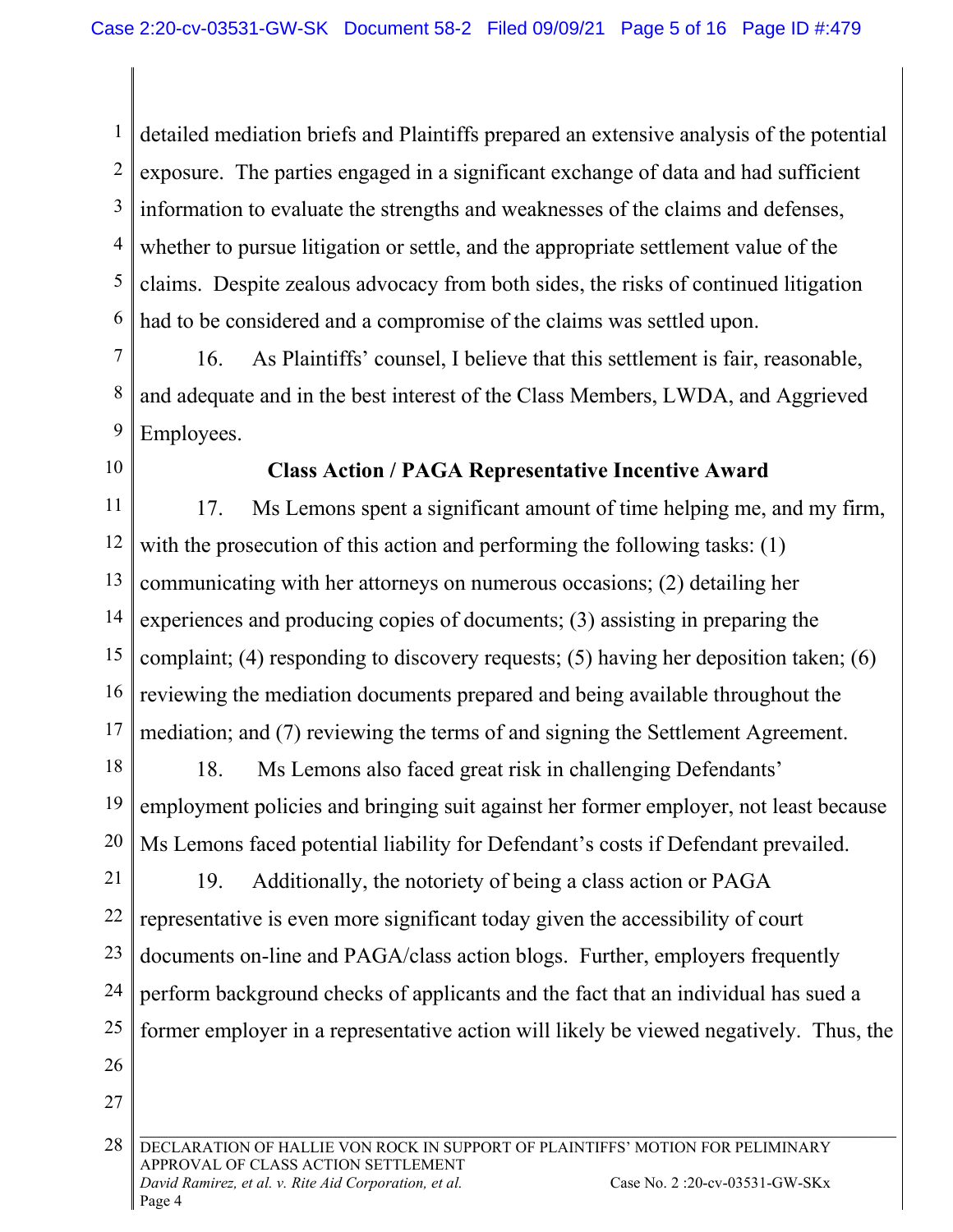detailed mediation briefs and Plaintiffs prepared an extensive analysis of the potential exposure. The parties engaged in a significant exchange of data and had sufficient information to evaluate the strengths and weaknesses of the claims and defenses, whether to pursue litigation or settle, and the appropriate settlement value of the claims. Despite zealous advocacy from both sides, the risks of continued litigation had to be considered and a compromise of the claims was settled upon.

16. As Plaintiffs' counsel, I believe that this settlement is fair, reasonable, and adequate and in the best interest of the Class Members, LWDA, and Aggrieved Employees.

**Class Action / PAGA Representative Incentive Award**

17. Ms Lemons spent a significant amount of time helping me, and my firm, with the prosecution of this action and performing the following tasks: (1) communicating with her attorneys on numerous occasions; (2) detailing her experiences and producing copies of documents; (3) assisting in preparing the complaint; (4) responding to discovery requests; (5) having her deposition taken; (6) reviewing the mediation documents prepared and being available throughout the mediation; and (7) reviewing the terms of and signing the Settlement Agreement.

18. Ms Lemons also faced great risk in challenging Defendants' employment policies and bringing suit against her former employer, not least because Ms Lemons faced potential liability for Defendant's costs if Defendant prevailed.

19. Additionally, the notoriety of being a class action or PAGA representative is even more significant today given the accessibility of court documents on-line and PAGA/class action blogs. Further, employers frequently perform background checks of applicants and the fact that an individual has sued a former employer in a representative action will likely be viewed negatively. Thus, the

DECLARATION OF HALLIE VON ROCK IN SUPPORT OF PLAINTIFFS' MOTION FOR PELIMINARY APPROVAL OF CLASS ACTION SETTLEMENT
*David Ramirez, et al. v. Rite Aid Corporation, et al.* Case No. 2 :20-cv-03531-GW-SKx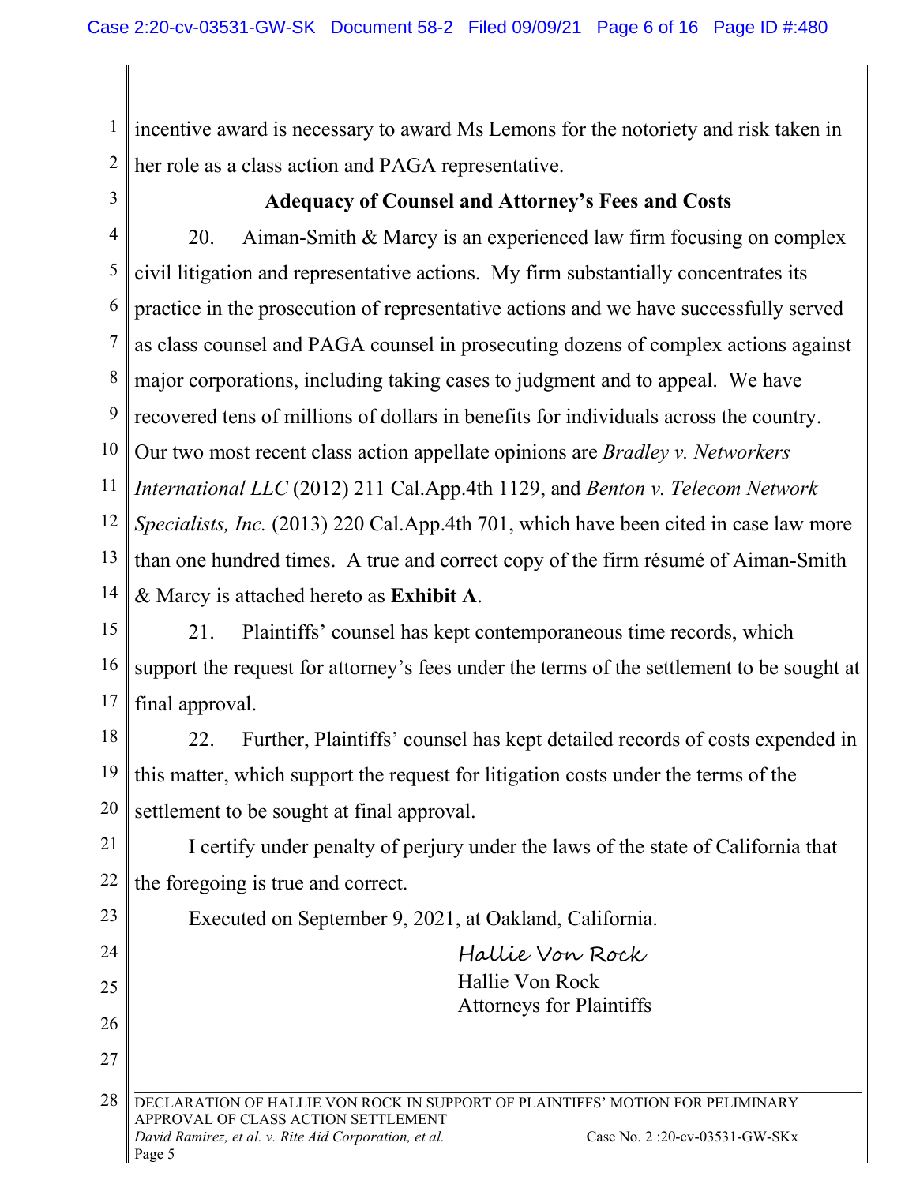incentive award is necessary to award Ms Lemons for the notoriety and risk taken in her role as a class action and PAGA representative.

**Adequacy of Counsel and Attorney's Fees and Costs**

20. Aiman-Smith & Marcy is an experienced law firm focusing on complex civil litigation and representative actions. My firm substantially concentrates its practice in the prosecution of representative actions and we have successfully served as class counsel and PAGA counsel in prosecuting dozens of complex actions against major corporations, including taking cases to judgment and to appeal. We have recovered tens of millions of dollars in benefits for individuals across the country. Our two most recent class action appellate opinions are *Bradley v. Networkers International LLC* (2012) 211 Cal.App.4th 1129, and *Benton v. Telecom Network Specialists, Inc.* (2013) 220 Cal.App.4th 701, which have been cited in case law more than one hundred times. A true and correct copy of the firm résumé of Aiman-Smith & Marcy is attached hereto as **Exhibit A**.

21. Plaintiffs' counsel has kept contemporaneous time records, which support the request for attorney's fees under the terms of the settlement to be sought at final approval.

22. Further, Plaintiffs' counsel has kept detailed records of costs expended in this matter, which support the request for litigation costs under the terms of the settlement to be sought at final approval.

I certify under penalty of perjury under the laws of the state of California that the foregoing is true and correct.

Executed on September 9, 2021, at Oakland, California.

Hallie Von Rock
Hallie Von Rock
Attorneys for Plaintiffs

DECLARATION OF HALLIE VON ROCK IN SUPPORT OF PLAINTIFFS' MOTION FOR PELIMINARY APPROVAL OF CLASS ACTION SETTLEMENT
*David Ramirez, et al. v. Rite Aid Corporation, et al.* Case No. 2 :20-cv-03531-GW-SKx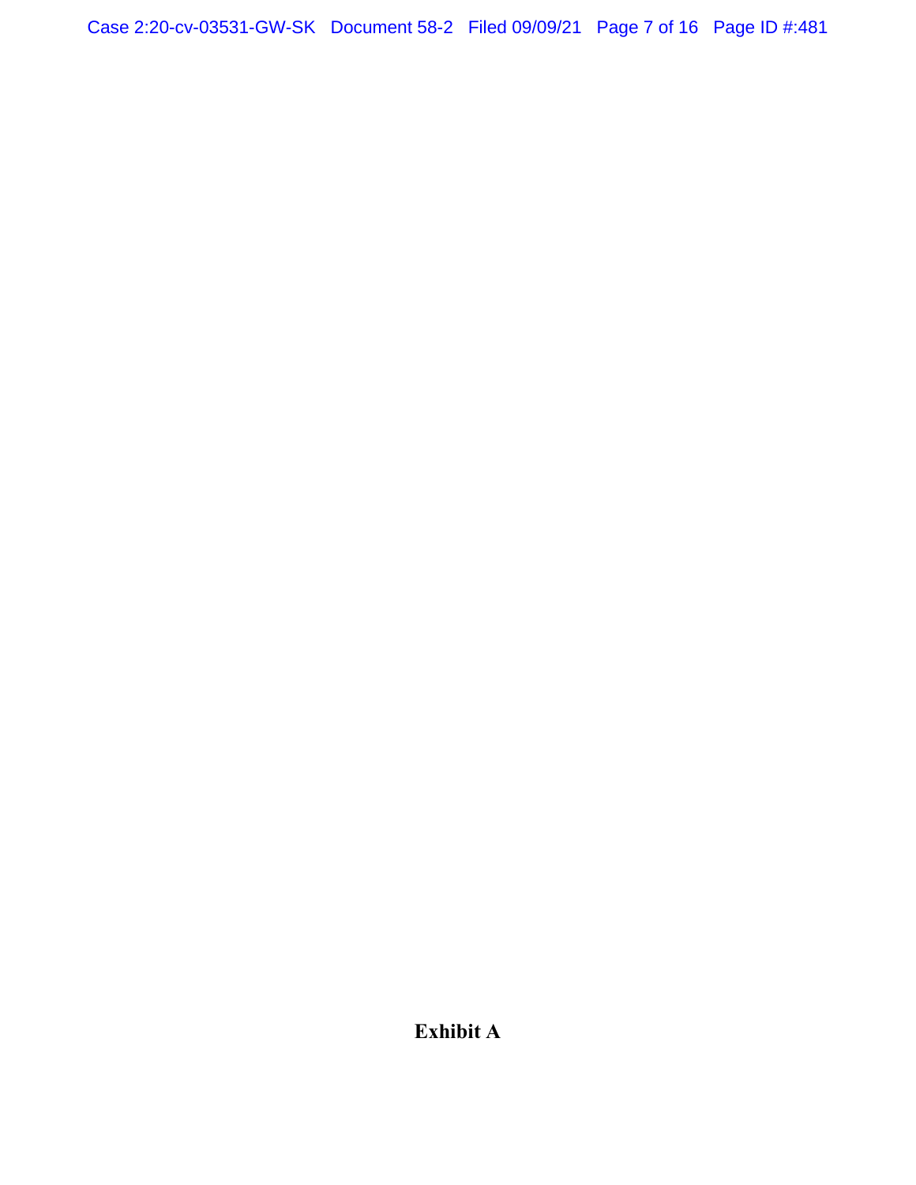**Exhibit A**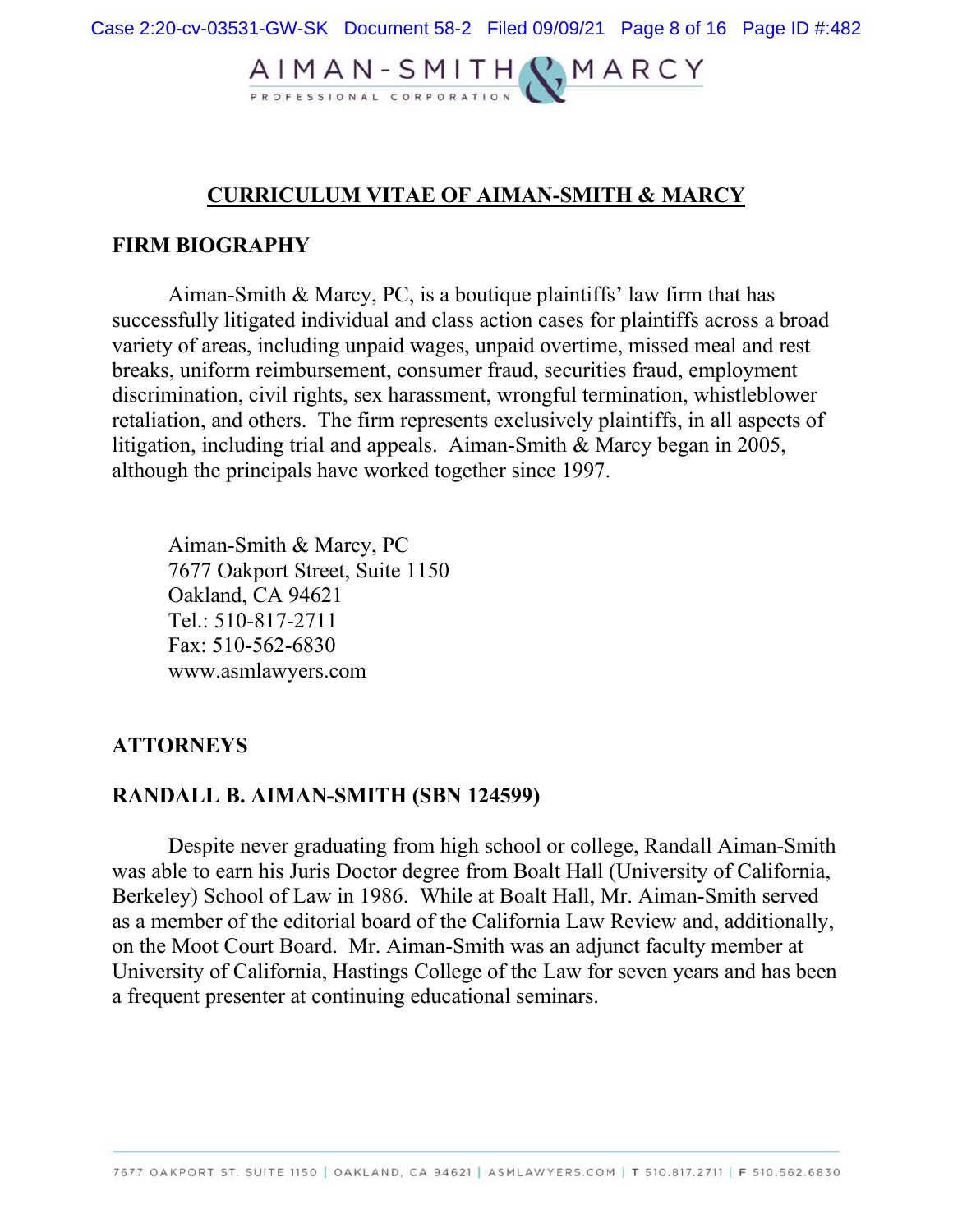# CURRICULUM VITAE OF AIMAN-SMITH & MARCY

## FIRM BIOGRAPHY

Aiman-Smith & Marcy, PC, is a boutique plaintiffs' law firm that has successfully litigated individual and class action cases for plaintiffs across a broad variety of areas, including unpaid wages, unpaid overtime, missed meal and rest breaks, uniform reimbursement, consumer fraud, securities fraud, employment discrimination, civil rights, sex harassment, wrongful termination, whistleblower retaliation, and others. The firm represents exclusively plaintiffs, in all aspects of litigation, including trial and appeals. Aiman-Smith & Marcy began in 2005, although the principals have worked together since 1997.

Aiman-Smith & Marcy, PC
7677 Oakport Street, Suite 1150
Oakland, CA 94621
Tel.: 510-817-2711
Fax: 510-562-6830
www.asmlawyers.com

## ATTORNEYS

### RANDALL B. AIMAN-SMITH (SBN 124599)

Despite never graduating from high school or college, Randall Aiman-Smith was able to earn his Juris Doctor degree from Boalt Hall (University of California, Berkeley) School of Law in 1986. While at Boalt Hall, Mr. Aiman-Smith served as a member of the editorial board of the California Law Review and, additionally, on the Moot Court Board. Mr. Aiman-Smith was an adjunct faculty member at University of California, Hastings College of the Law for seven years and has been a frequent presenter at continuing educational seminars.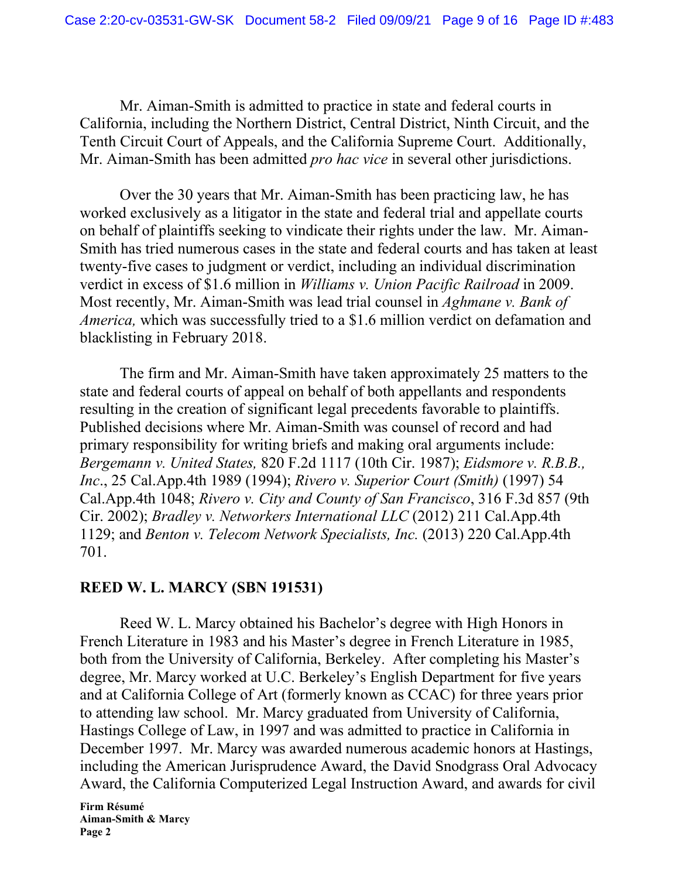Mr. Aiman-Smith is admitted to practice in state and federal courts in California, including the Northern District, Central District, Ninth Circuit, and the Tenth Circuit Court of Appeals, and the California Supreme Court. Additionally, Mr. Aiman-Smith has been admitted *pro hac vice* in several other jurisdictions.

Over the 30 years that Mr. Aiman-Smith has been practicing law, he has worked exclusively as a litigator in the state and federal trial and appellate courts on behalf of plaintiffs seeking to vindicate their rights under the law. Mr. Aiman-Smith has tried numerous cases in the state and federal courts and has taken at least twenty-five cases to judgment or verdict, including an individual discrimination verdict in excess of $1.6 million in *Williams v. Union Pacific Railroad* in 2009. Most recently, Mr. Aiman-Smith was lead trial counsel in *Aghmane v. Bank of America,* which was successfully tried to a $1.6 million verdict on defamation and blacklisting in February 2018.

The firm and Mr. Aiman-Smith have taken approximately 25 matters to the state and federal courts of appeal on behalf of both appellants and respondents resulting in the creation of significant legal precedents favorable to plaintiffs. Published decisions where Mr. Aiman-Smith was counsel of record and had primary responsibility for writing briefs and making oral arguments include: *Bergemann v. United States,* 820 F.2d 1117 (10th Cir. 1987); *Eidsmore v. R.B.B., Inc*., 25 Cal.App.4th 1989 (1994); *Rivero v. Superior Court (Smith)* (1997) 54 Cal.App.4th 1048; *Rivero v. City and County of San Francisco*, 316 F.3d 857 (9th Cir. 2002); *Bradley v. Networkers International LLC* (2012) 211 Cal.App.4th 1129; and *Benton v. Telecom Network Specialists, Inc.* (2013) 220 Cal.App.4th 701.

**REED W. L. MARCY (SBN 191531)**

Reed W. L. Marcy obtained his Bachelor's degree with High Honors in French Literature in 1983 and his Master's degree in French Literature in 1985, both from the University of California, Berkeley. After completing his Master's degree, Mr. Marcy worked at U.C. Berkeley's English Department for five years and at California College of Art (formerly known as CCAC) for three years prior to attending law school. Mr. Marcy graduated from University of California, Hastings College of Law, in 1997 and was admitted to practice in California in December 1997. Mr. Marcy was awarded numerous academic honors at Hastings, including the American Jurisprudence Award, the David Snodgrass Oral Advocacy Award, the California Computerized Legal Instruction Award, and awards for civil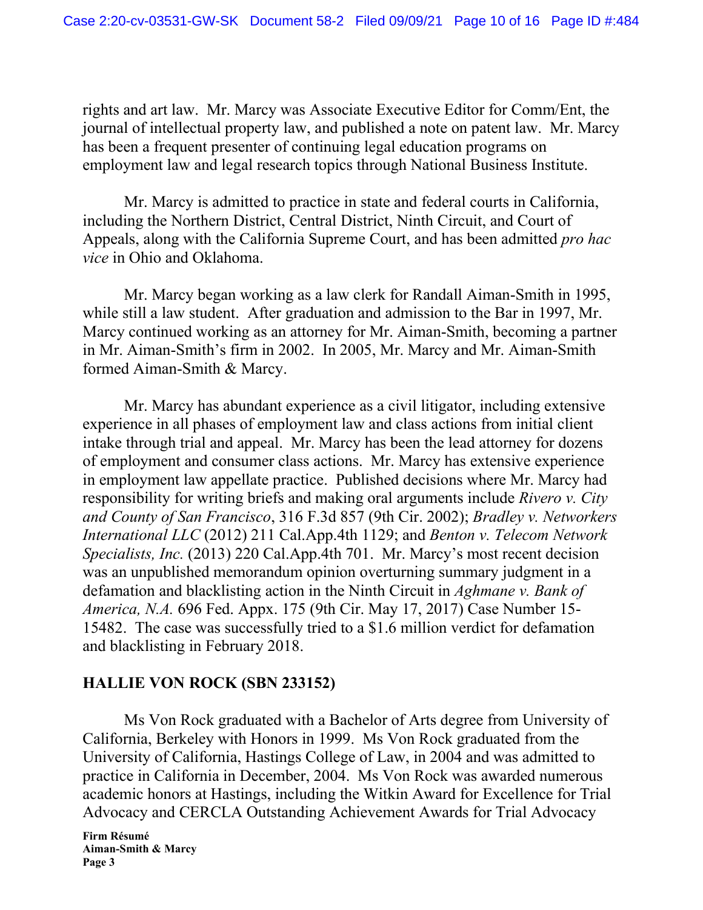rights and art law. Mr. Marcy was Associate Executive Editor for Comm/Ent, the journal of intellectual property law, and published a note on patent law. Mr. Marcy has been a frequent presenter of continuing legal education programs on employment law and legal research topics through National Business Institute.

Mr. Marcy is admitted to practice in state and federal courts in California, including the Northern District, Central District, Ninth Circuit, and Court of Appeals, along with the California Supreme Court, and has been admitted *pro hac vice* in Ohio and Oklahoma.

Mr. Marcy began working as a law clerk for Randall Aiman-Smith in 1995, while still a law student. After graduation and admission to the Bar in 1997, Mr. Marcy continued working as an attorney for Mr. Aiman-Smith, becoming a partner in Mr. Aiman-Smith's firm in 2002. In 2005, Mr. Marcy and Mr. Aiman-Smith formed Aiman-Smith & Marcy.

Mr. Marcy has abundant experience as a civil litigator, including extensive experience in all phases of employment law and class actions from initial client intake through trial and appeal. Mr. Marcy has been the lead attorney for dozens of employment and consumer class actions. Mr. Marcy has extensive experience in employment law appellate practice. Published decisions where Mr. Marcy had responsibility for writing briefs and making oral arguments include *Rivero v. City and County of San Francisco*, 316 F.3d 857 (9th Cir. 2002); *Bradley v. Networkers International LLC* (2012) 211 Cal.App.4th 1129; and *Benton v. Telecom Network Specialists, Inc.* (2013) 220 Cal.App.4th 701. Mr. Marcy's most recent decision was an unpublished memorandum opinion overturning summary judgment in a defamation and blacklisting action in the Ninth Circuit in *Aghmane v. Bank of America, N.A.* 696 Fed. Appx. 175 (9th Cir. May 17, 2017) Case Number 15-15482. The case was successfully tried to a $1.6 million verdict for defamation and blacklisting in February 2018.

**HALLIE VON ROCK (SBN 233152)**

Ms Von Rock graduated with a Bachelor of Arts degree from University of California, Berkeley with Honors in 1999. Ms Von Rock graduated from the University of California, Hastings College of Law, in 2004 and was admitted to practice in California in December, 2004. Ms Von Rock was awarded numerous academic honors at Hastings, including the Witkin Award for Excellence for Trial Advocacy and CERCLA Outstanding Achievement Awards for Trial Advocacy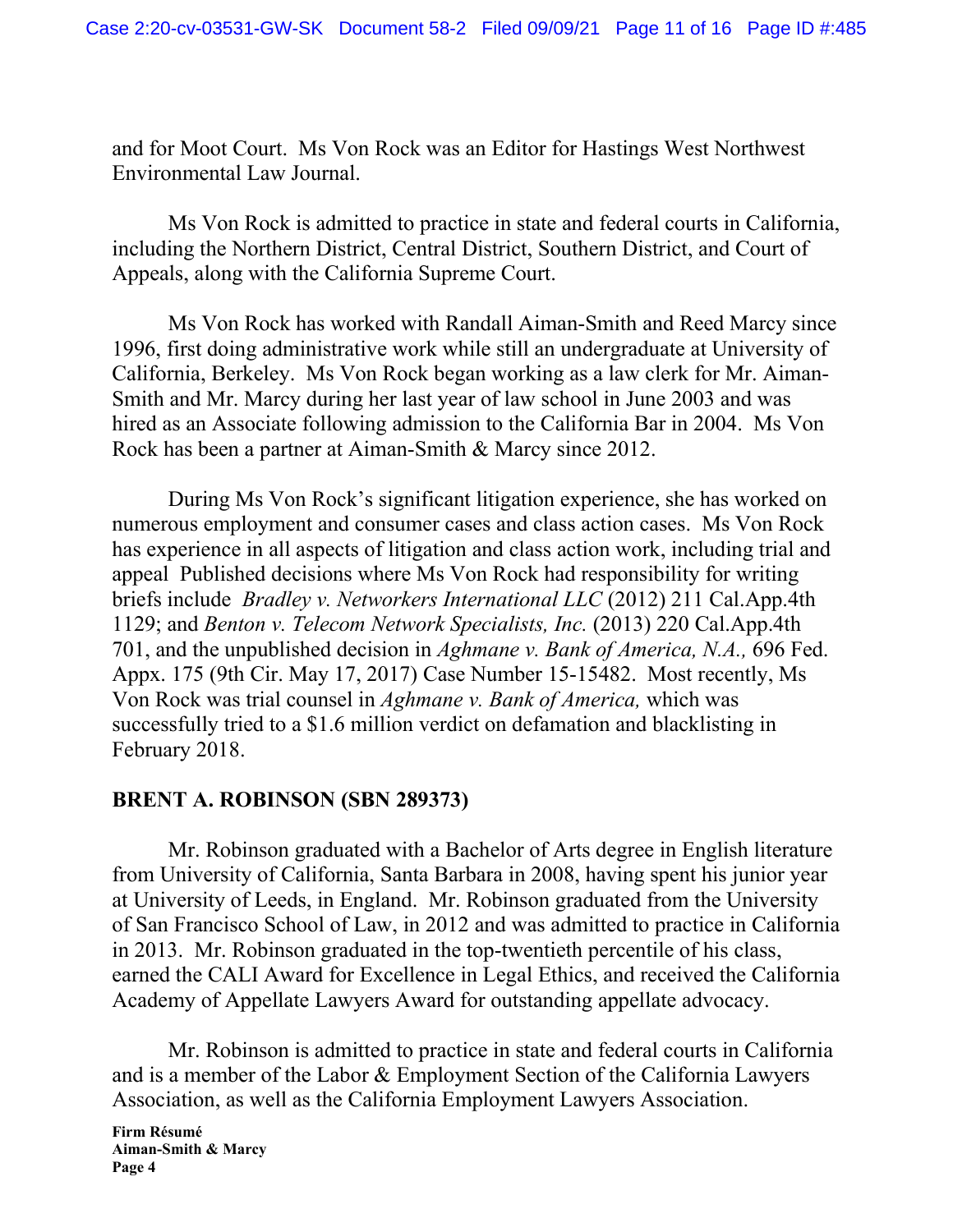and for Moot Court. Ms Von Rock was an Editor for Hastings West Northwest Environmental Law Journal.

Ms Von Rock is admitted to practice in state and federal courts in California, including the Northern District, Central District, Southern District, and Court of Appeals, along with the California Supreme Court.

Ms Von Rock has worked with Randall Aiman-Smith and Reed Marcy since 1996, first doing administrative work while still an undergraduate at University of California, Berkeley. Ms Von Rock began working as a law clerk for Mr. Aiman-Smith and Mr. Marcy during her last year of law school in June 2003 and was hired as an Associate following admission to the California Bar in 2004. Ms Von Rock has been a partner at Aiman-Smith & Marcy since 2012.

During Ms Von Rock's significant litigation experience, she has worked on numerous employment and consumer cases and class action cases. Ms Von Rock has experience in all aspects of litigation and class action work, including trial and appeal Published decisions where Ms Von Rock had responsibility for writing briefs include *Bradley v. Networkers International LLC* (2012) 211 Cal.App.4th 1129; and *Benton v. Telecom Network Specialists, Inc.* (2013) 220 Cal.App.4th 701, and the unpublished decision in *Aghmane v. Bank of America, N.A.,* 696 Fed. Appx. 175 (9th Cir. May 17, 2017) Case Number 15-15482. Most recently, Ms Von Rock was trial counsel in *Aghmane v. Bank of America,* which was successfully tried to a $1.6 million verdict on defamation and blacklisting in February 2018.

**BRENT A. ROBINSON (SBN 289373)**

Mr. Robinson graduated with a Bachelor of Arts degree in English literature from University of California, Santa Barbara in 2008, having spent his junior year at University of Leeds, in England. Mr. Robinson graduated from the University of San Francisco School of Law, in 2012 and was admitted to practice in California in 2013. Mr. Robinson graduated in the top-twentieth percentile of his class, earned the CALI Award for Excellence in Legal Ethics, and received the California Academy of Appellate Lawyers Award for outstanding appellate advocacy.

Mr. Robinson is admitted to practice in state and federal courts in California and is a member of the Labor & Employment Section of the California Lawyers Association, as well as the California Employment Lawyers Association.

**Firm Résumé**
**Aiman-Smith & Marcy**
**Page 4**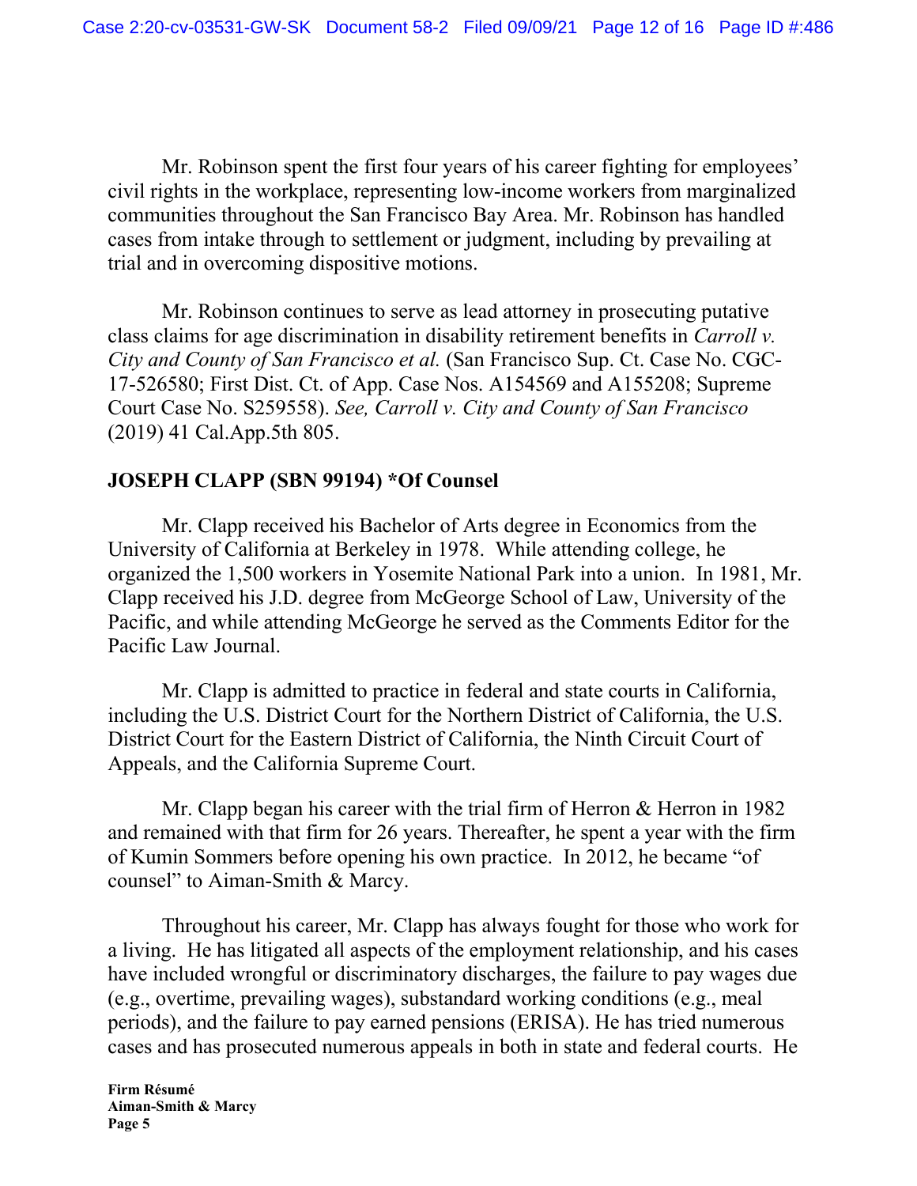Mr. Robinson spent the first four years of his career fighting for employees' civil rights in the workplace, representing low-income workers from marginalized communities throughout the San Francisco Bay Area. Mr. Robinson has handled cases from intake through to settlement or judgment, including by prevailing at trial and in overcoming dispositive motions.

Mr. Robinson continues to serve as lead attorney in prosecuting putative class claims for age discrimination in disability retirement benefits in *Carroll v. City and County of San Francisco et al.* (San Francisco Sup. Ct. Case No. CGC-17-526580; First Dist. Ct. of App. Case Nos. A154569 and A155208; Supreme Court Case No. S259558). *See, Carroll v. City and County of San Francisco* (2019) 41 Cal.App.5th 805.

**JOSEPH CLAPP (SBN 99194) *Of Counsel**

Mr. Clapp received his Bachelor of Arts degree in Economics from the University of California at Berkeley in 1978. While attending college, he organized the 1,500 workers in Yosemite National Park into a union. In 1981, Mr. Clapp received his J.D. degree from McGeorge School of Law, University of the Pacific, and while attending McGeorge he served as the Comments Editor for the Pacific Law Journal.

Mr. Clapp is admitted to practice in federal and state courts in California, including the U.S. District Court for the Northern District of California, the U.S. District Court for the Eastern District of California, the Ninth Circuit Court of Appeals, and the California Supreme Court.

Mr. Clapp began his career with the trial firm of Herron & Herron in 1982 and remained with that firm for 26 years. Thereafter, he spent a year with the firm of Kumin Sommers before opening his own practice. In 2012, he became "of counsel" to Aiman-Smith & Marcy.

Throughout his career, Mr. Clapp has always fought for those who work for a living. He has litigated all aspects of the employment relationship, and his cases have included wrongful or discriminatory discharges, the failure to pay wages due (e.g., overtime, prevailing wages), substandard working conditions (e.g., meal periods), and the failure to pay earned pensions (ERISA). He has tried numerous cases and has prosecuted numerous appeals in both in state and federal courts. He

**Firm Résumé**
**Aiman-Smith & Marcy**
**Page 5**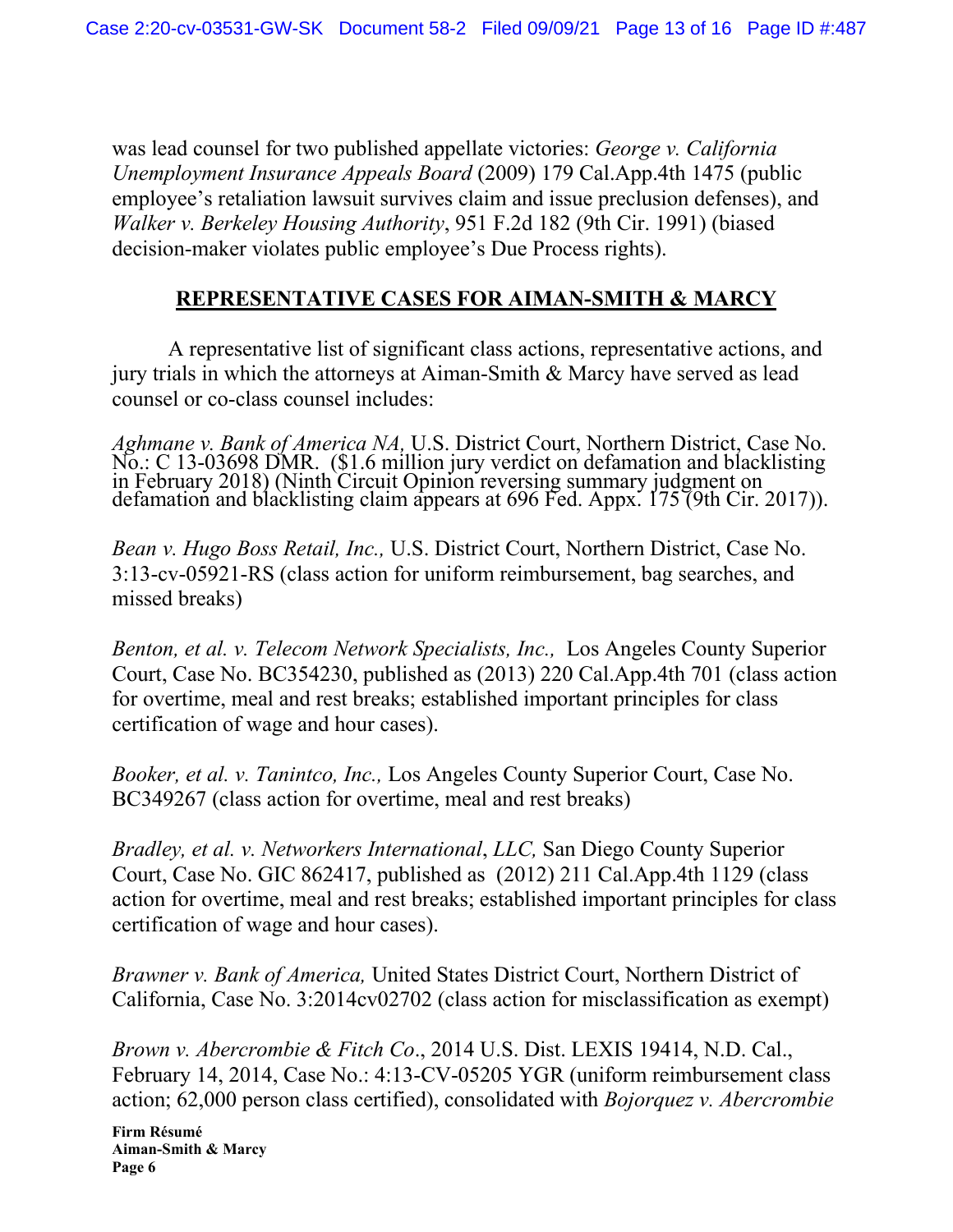was lead counsel for two published appellate victories: *George v. California Unemployment Insurance Appeals Board* (2009) 179 Cal.App.4th 1475 (public employee's retaliation lawsuit survives claim and issue preclusion defenses), and *Walker v. Berkeley Housing Authority*, 951 F.2d 182 (9th Cir. 1991) (biased decision-maker violates public employee's Due Process rights).

## REPRESENTATIVE CASES FOR AIMAN-SMITH & MARCY

A representative list of significant class actions, representative actions, and jury trials in which the attorneys at Aiman-Smith & Marcy have served as lead counsel or co-class counsel includes:

*Aghmane v. Bank of America NA,* U.S. District Court, Northern District, Case No. No.: C 13-03698 DMR. ($1.6 million jury verdict on defamation and blacklisting in February 2018) (Ninth Circuit Opinion reversing summary judgment on defamation and blacklisting claim appears at 696 Fed. Appx. 175 (9th Cir. 2017)).

*Bean v. Hugo Boss Retail, Inc.,* U.S. District Court, Northern District, Case No. 3:13-cv-05921-RS (class action for uniform reimbursement, bag searches, and missed breaks)

*Benton, et al. v. Telecom Network Specialists, Inc.,* Los Angeles County Superior Court, Case No. BC354230, published as (2013) 220 Cal.App.4th 701 (class action for overtime, meal and rest breaks; established important principles for class certification of wage and hour cases).

*Booker, et al. v. Tanintco, Inc.,* Los Angeles County Superior Court, Case No. BC349267 (class action for overtime, meal and rest breaks)

*Bradley, et al. v. Networkers International, LLC,* San Diego County Superior Court, Case No. GIC 862417, published as (2012) 211 Cal.App.4th 1129 (class action for overtime, meal and rest breaks; established important principles for class certification of wage and hour cases).

*Brawner v. Bank of America,* United States District Court, Northern District of California, Case No. 3:2014cv02702 (class action for misclassification as exempt)

*Brown v. Abercrombie & Fitch Co*., 2014 U.S. Dist. LEXIS 19414, N.D. Cal., February 14, 2014, Case No.: 4:13-CV-05205 YGR (uniform reimbursement class action; 62,000 person class certified), consolidated with *Bojorquez v. Abercrombie*

**Firm Résumé**
**Aiman-Smith & Marcy**
**Page 6**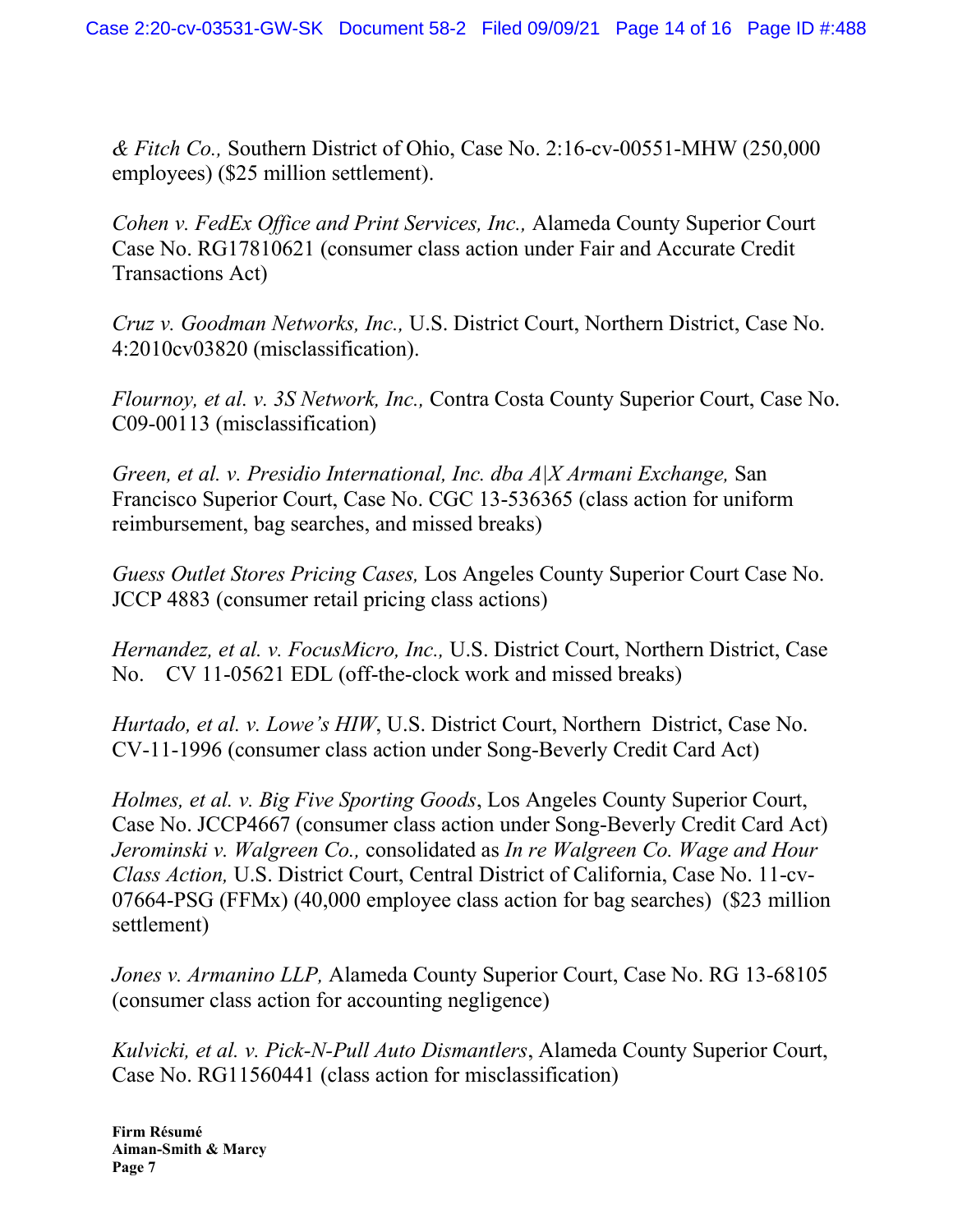*& Fitch Co.,* Southern District of Ohio, Case No. 2:16-cv-00551-MHW (250,000 employees) ($25 million settlement).

*Cohen v. FedEx Office and Print Services, Inc.,* Alameda County Superior Court Case No. RG17810621 (consumer class action under Fair and Accurate Credit Transactions Act)

*Cruz v. Goodman Networks, Inc.,* U.S. District Court, Northern District, Case No. 4:2010cv03820 (misclassification).

*Flournoy, et al. v. 3S Network, Inc.,* Contra Costa County Superior Court, Case No. C09-00113 (misclassification)

*Green, et al. v. Presidio International, Inc. dba A|X Armani Exchange,* San Francisco Superior Court, Case No. CGC 13-536365 (class action for uniform reimbursement, bag searches, and missed breaks)

*Guess Outlet Stores Pricing Cases,* Los Angeles County Superior Court Case No. JCCP 4883 (consumer retail pricing class actions)

*Hernandez, et al. v. FocusMicro, Inc.,* U.S. District Court, Northern District, Case No. CV 11-05621 EDL (off-the-clock work and missed breaks)

*Hurtado, et al. v. Lowe's HIW*, U.S. District Court, Northern District, Case No. CV-11-1996 (consumer class action under Song-Beverly Credit Card Act)

*Holmes, et al. v. Big Five Sporting Goods*, Los Angeles County Superior Court, Case No. JCCP4667 (consumer class action under Song-Beverly Credit Card Act)
*Jerominski v. Walgreen Co.,* consolidated as *In re Walgreen Co. Wage and Hour Class Action,* U.S. District Court, Central District of California, Case No. 11-cv-07664-PSG (FFMx) (40,000 employee class action for bag searches) ($23 million settlement)

*Jones v. Armanino LLP,* Alameda County Superior Court, Case No. RG 13-68105 (consumer class action for accounting negligence)

*Kulvicki, et al. v. Pick-N-Pull Auto Dismantlers*, Alameda County Superior Court, Case No. RG11560441 (class action for misclassification)

**Firm Résumé**
**Aiman-Smith & Marcy**
**Page 7**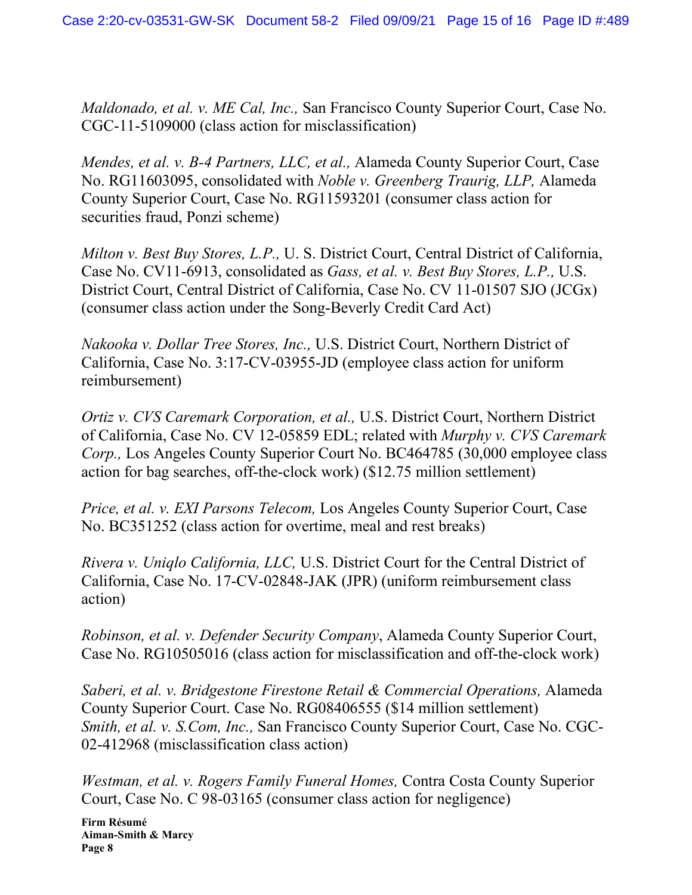*Maldonado, et al. v. ME Cal, Inc.,* San Francisco County Superior Court, Case No. CGC-11-5109000 (class action for misclassification)

*Mendes, et al. v. B-4 Partners, LLC, et al.,* Alameda County Superior Court, Case No. RG11603095, consolidated with *Noble v. Greenberg Traurig, LLP,* Alameda County Superior Court, Case No. RG11593201 (consumer class action for securities fraud, Ponzi scheme)

*Milton v. Best Buy Stores, L.P.,* U. S. District Court, Central District of California, Case No. CV11-6913, consolidated as *Gass, et al. v. Best Buy Stores, L.P.,* U.S. District Court, Central District of California, Case No. CV 11-01507 SJO (JCGx) (consumer class action under the Song-Beverly Credit Card Act)

*Nakooka v. Dollar Tree Stores, Inc.,* U.S. District Court, Northern District of California, Case No. 3:17-CV-03955-JD (employee class action for uniform reimbursement)

*Ortiz v. CVS Caremark Corporation, et al.,* U.S. District Court, Northern District of California, Case No. CV 12-05859 EDL; related with *Murphy v. CVS Caremark Corp.,* Los Angeles County Superior Court No. BC464785 (30,000 employee class action for bag searches, off-the-clock work) ($12.75 million settlement)

*Price, et al. v. EXI Parsons Telecom,* Los Angeles County Superior Court, Case No. BC351252 (class action for overtime, meal and rest breaks)

*Rivera v. Uniqlo California, LLC,* U.S. District Court for the Central District of California, Case No. 17-CV-02848-JAK (JPR) (uniform reimbursement class action)

*Robinson, et al. v. Defender Security Company*, Alameda County Superior Court, Case No. RG10505016 (class action for misclassification and off-the-clock work)

*Saberi, et al. v. Bridgestone Firestone Retail & Commercial Operations,* Alameda County Superior Court. Case No. RG08406555 ($14 million settlement)
*Smith, et al. v. S.Com, Inc.,* San Francisco County Superior Court, Case No. CGC-02-412968 (misclassification class action)

*Westman, et al. v. Rogers Family Funeral Homes,* Contra Costa County Superior Court, Case No. C 98-03165 (consumer class action for negligence)

**Firm Résumé**
**Aiman-Smith & Marcy**
**Page 8**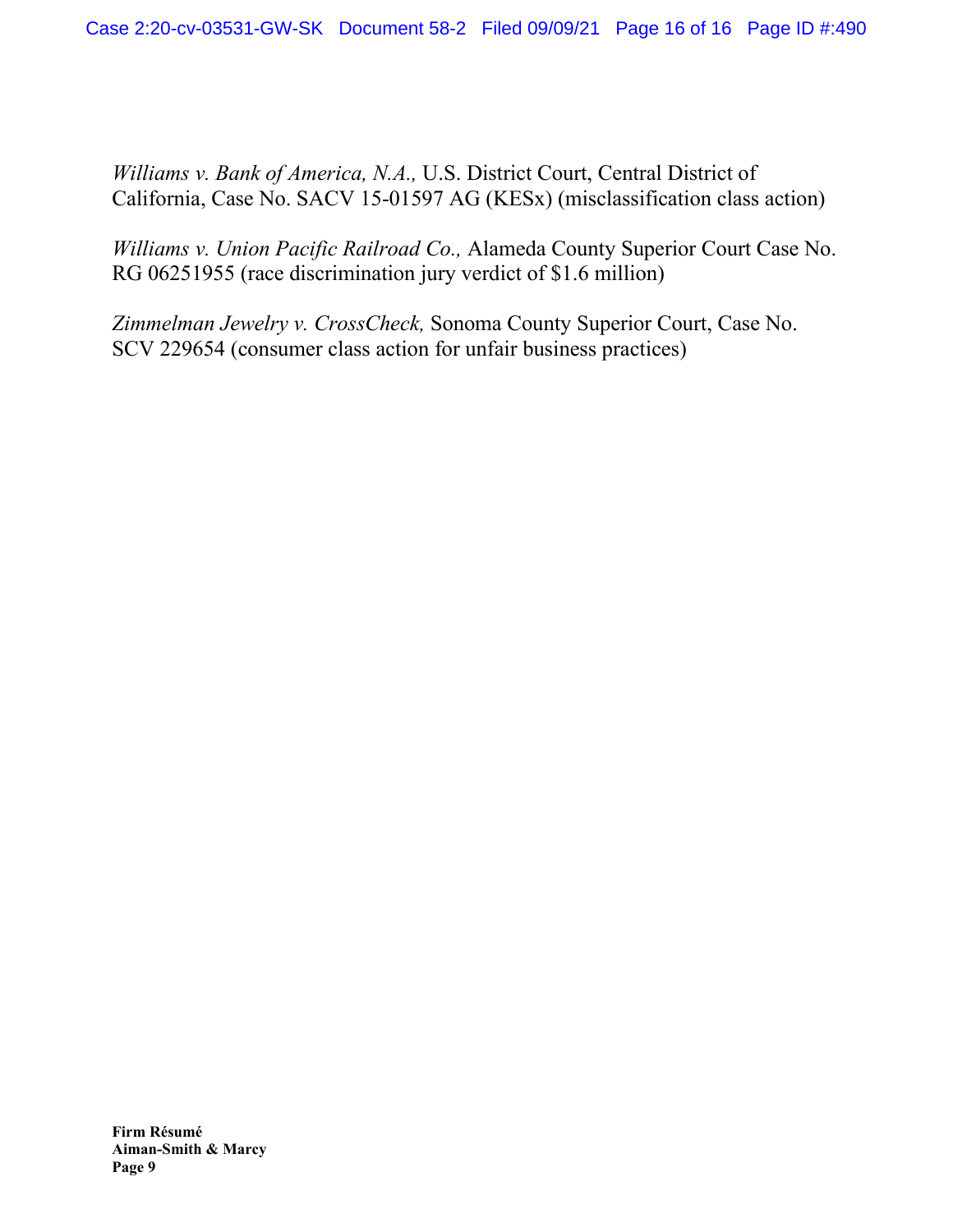*Williams v. Bank of America, N.A.,* U.S. District Court, Central District of California, Case No. SACV 15-01597 AG (KESx) (misclassification class action)

*Williams v. Union Pacific Railroad Co.,* Alameda County Superior Court Case No. RG 06251955 (race discrimination jury verdict of $1.6 million)

*Zimmelman Jewelry v. CrossCheck,* Sonoma County Superior Court, Case No. SCV 229654 (consumer class action for unfair business practices)